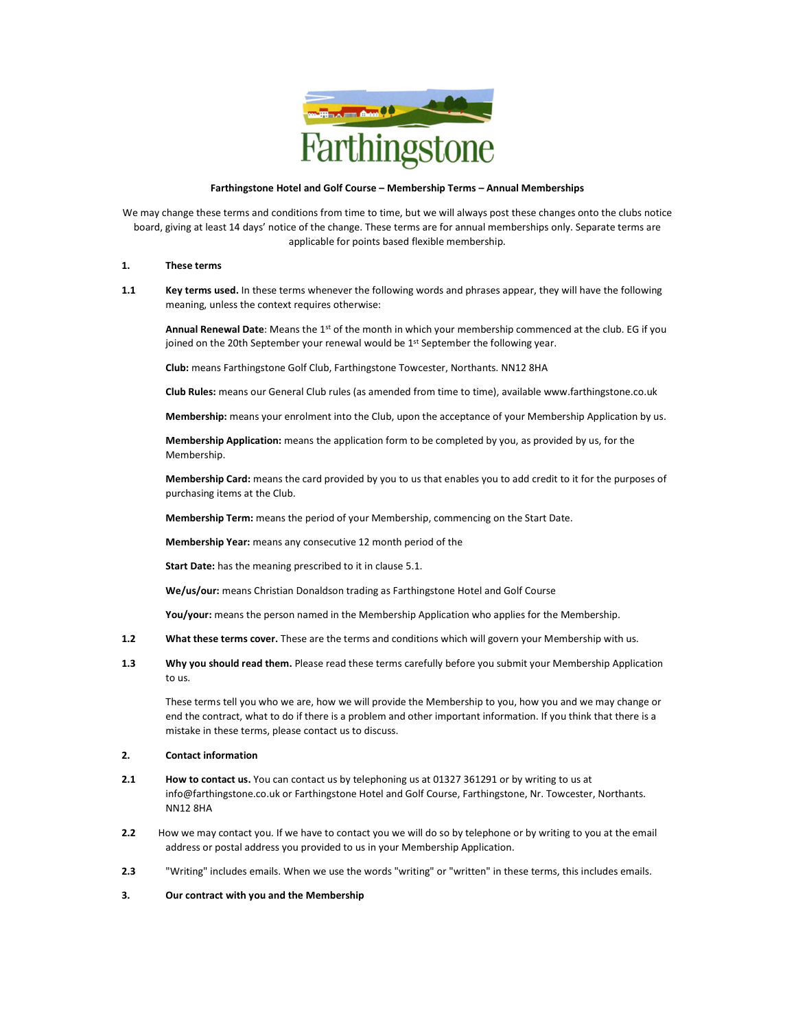Farthingstone

**Farthingstone Hotel and Golf Course – Membership Terms – Annual Memberships**

We may change these terms and conditions from time to time, but we will always post these changes onto the clubs notice board, giving at least 14 days' notice of the change. These terms are for annual memberships only. Separate terms are applicable for points based flexible membership.

**1. These terms**

**1.1 Key terms used.** In these terms whenever the following words and phrases appear, they will have the following meaning, unless the context requires otherwise:

**Annual Renewal Date**: Means the 1st of the month in which your membership commenced at the club. EG if you joined on the 20th September your renewal would be 1st September the following year.

**Club:** means Farthingstone Golf Club, Farthingstone Towcester, Northants. NN12 8HA

**Club Rules:** means our General Club rules (as amended from time to time), available www.farthingstone.co.uk

**Membership:** means your enrolment into the Club, upon the acceptance of your Membership Application by us.

**Membership Application:** means the application form to be completed by you, as provided by us, for the Membership.

**Membership Card:** means the card provided by you to us that enables you to add credit to it for the purposes of purchasing items at the Club.

**Membership Term:** means the period of your Membership, commencing on the Start Date.

**Membership Year:** means any consecutive 12 month period of the

**Start Date:** has the meaning prescribed to it in clause 5.1.

**We/us/our:** means Christian Donaldson trading as Farthingstone Hotel and Golf Course

**You/your:** means the person named in the Membership Application who applies for the Membership.

**1.2 What these terms cover.** These are the terms and conditions which will govern your Membership with us.

**1.3 Why you should read them.** Please read these terms carefully before you submit your Membership Application to us.

These terms tell you who we are, how we will provide the Membership to you, how you and we may change or end the contract, what to do if there is a problem and other important information. If you think that there is a mistake in these terms, please contact us to discuss.

**2. Contact information**

**2.1 How to contact us.** You can contact us by telephoning us at 01327 361291 or by writing to us at info@farthingstone.co.uk or Farthingstone Hotel and Golf Course, Farthingstone, Nr. Towcester, Northants. NN12 8HA

**2.2** How we may contact you. If we have to contact you we will do so by telephone or by writing to you at the email address or postal address you provided to us in your Membership Application.

**2.3** "Writing" includes emails. When we use the words "writing" or "written" in these terms, this includes emails.

**3. Our contract with you and the Membership**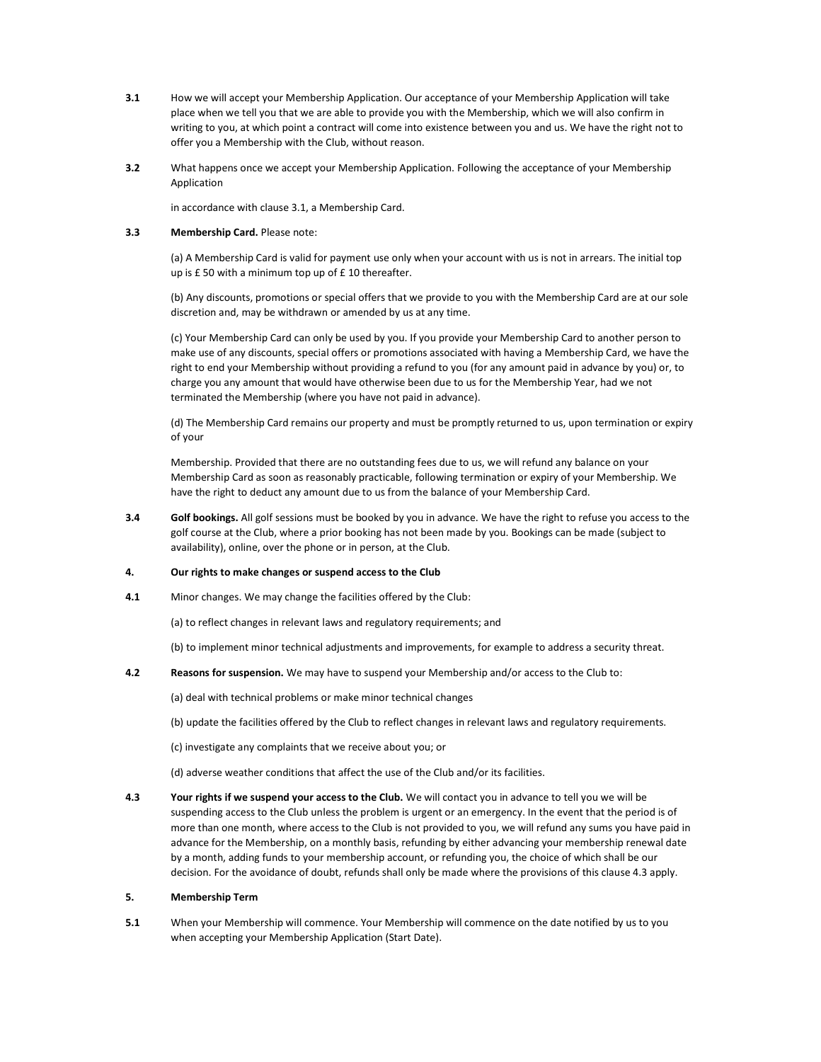**3.1** How we will accept your Membership Application. Our acceptance of your Membership Application will take place when we tell you that we are able to provide you with the Membership, which we will also confirm in writing to you, at which point a contract will come into existence between you and us. We have the right not to offer you a Membership with the Club, without reason.

**3.2** What happens once we accept your Membership Application. Following the acceptance of your Membership Application

in accordance with clause 3.1, a Membership Card.

**3.3** **Membership Card.** Please note:

(a) A Membership Card is valid for payment use only when your account with us is not in arrears. The initial top up is £ 50 with a minimum top up of £ 10 thereafter.

(b) Any discounts, promotions or special offers that we provide to you with the Membership Card are at our sole discretion and, may be withdrawn or amended by us at any time.

(c) Your Membership Card can only be used by you. If you provide your Membership Card to another person to make use of any discounts, special offers or promotions associated with having a Membership Card, we have the right to end your Membership without providing a refund to you (for any amount paid in advance by you) or, to charge you any amount that would have otherwise been due to us for the Membership Year, had we not terminated the Membership (where you have not paid in advance).

(d) The Membership Card remains our property and must be promptly returned to us, upon termination or expiry of your

Membership. Provided that there are no outstanding fees due to us, we will refund any balance on your Membership Card as soon as reasonably practicable, following termination or expiry of your Membership. We have the right to deduct any amount due to us from the balance of your Membership Card.

**3.4** **Golf bookings.** All golf sessions must be booked by you in advance. We have the right to refuse you access to the golf course at the Club, where a prior booking has not been made by you. Bookings can be made (subject to availability), online, over the phone or in person, at the Club.

## 4. Our rights to make changes or suspend access to the Club

**4.1** Minor changes. We may change the facilities offered by the Club:

(a) to reflect changes in relevant laws and regulatory requirements; and

(b) to implement minor technical adjustments and improvements, for example to address a security threat.

**4.2** **Reasons for suspension.** We may have to suspend your Membership and/or access to the Club to:

(a) deal with technical problems or make minor technical changes

(b) update the facilities offered by the Club to reflect changes in relevant laws and regulatory requirements.

(c) investigate any complaints that we receive about you; or

(d) adverse weather conditions that affect the use of the Club and/or its facilities.

**4.3** **Your rights if we suspend your access to the Club.** We will contact you in advance to tell you we will be suspending access to the Club unless the problem is urgent or an emergency. In the event that the period is of more than one month, where access to the Club is not provided to you, we will refund any sums you have paid in advance for the Membership, on a monthly basis, refunding by either advancing your membership renewal date by a month, adding funds to your membership account, or refunding you, the choice of which shall be our decision. For the avoidance of doubt, refunds shall only be made where the provisions of this clause 4.3 apply.

## 5. Membership Term

**5.1** When your Membership will commence. Your Membership will commence on the date notified by us to you when accepting your Membership Application (Start Date).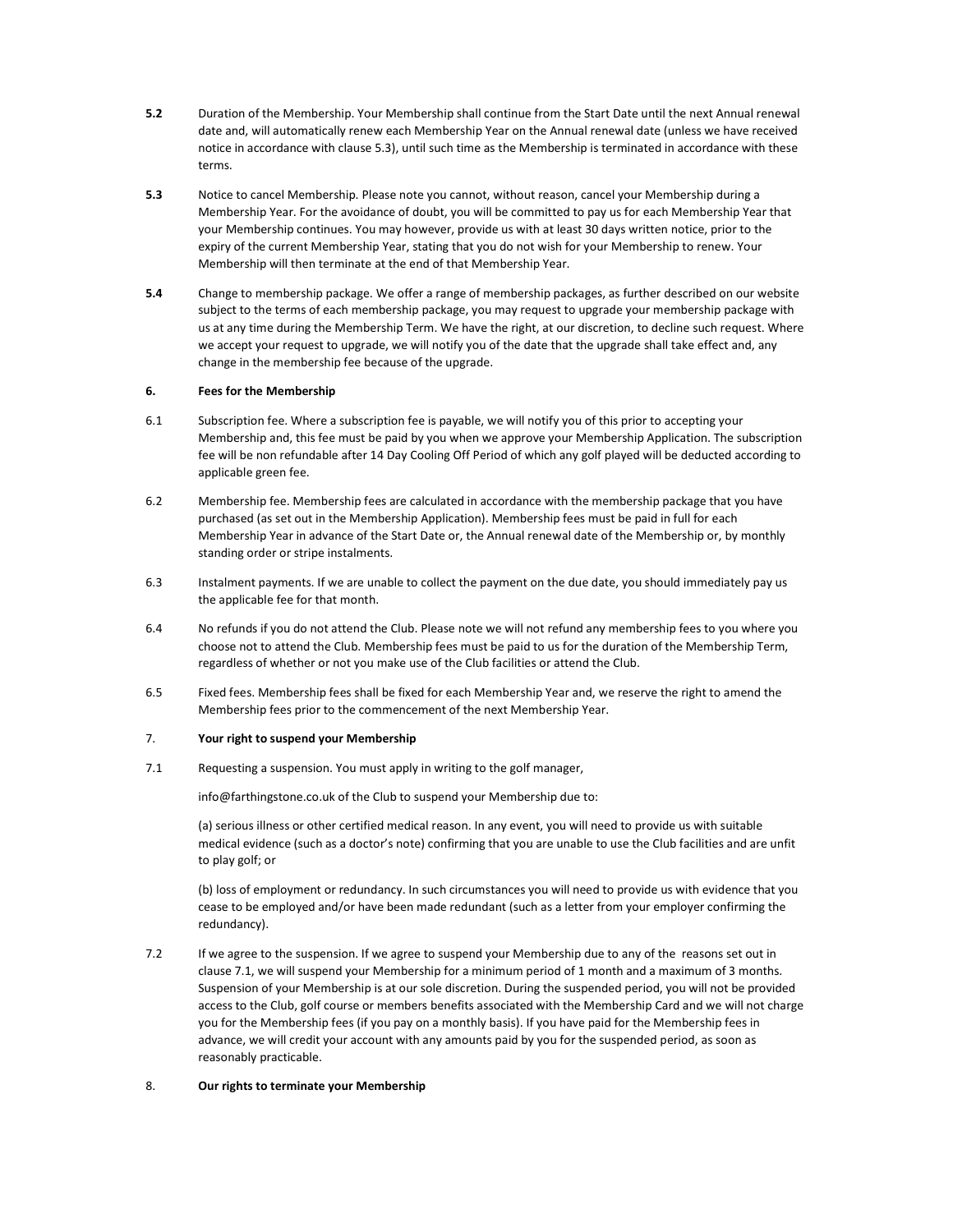**5.2** Duration of the Membership. Your Membership shall continue from the Start Date until the next Annual renewal date and, will automatically renew each Membership Year on the Annual renewal date (unless we have received notice in accordance with clause 5.3), until such time as the Membership is terminated in accordance with these terms.

**5.3** Notice to cancel Membership. Please note you cannot, without reason, cancel your Membership during a Membership Year. For the avoidance of doubt, you will be committed to pay us for each Membership Year that your Membership continues. You may however, provide us with at least 30 days written notice, prior to the expiry of the current Membership Year, stating that you do not wish for your Membership to renew. Your Membership will then terminate at the end of that Membership Year.

**5.4** Change to membership package. We offer a range of membership packages, as further described on our website subject to the terms of each membership package, you may request to upgrade your membership package with us at any time during the Membership Term. We have the right, at our discretion, to decline such request. Where we accept your request to upgrade, we will notify you of the date that the upgrade shall take effect and, any change in the membership fee because of the upgrade.

## 6. Fees for the Membership

6.1 Subscription fee. Where a subscription fee is payable, we will notify you of this prior to accepting your Membership and, this fee must be paid by you when we approve your Membership Application. The subscription fee will be non refundable after 14 Day Cooling Off Period of which any golf played will be deducted according to applicable green fee.

6.2 Membership fee. Membership fees are calculated in accordance with the membership package that you have purchased (as set out in the Membership Application). Membership fees must be paid in full for each Membership Year in advance of the Start Date or, the Annual renewal date of the Membership or, by monthly standing order or stripe instalments.

6.3 Instalment payments. If we are unable to collect the payment on the due date, you should immediately pay us the applicable fee for that month.

6.4 No refunds if you do not attend the Club. Please note we will not refund any membership fees to you where you choose not to attend the Club. Membership fees must be paid to us for the duration of the Membership Term, regardless of whether or not you make use of the Club facilities or attend the Club.

6.5 Fixed fees. Membership fees shall be fixed for each Membership Year and, we reserve the right to amend the Membership fees prior to the commencement of the next Membership Year.

## 7. Your right to suspend your Membership

7.1 Requesting a suspension. You must apply in writing to the golf manager,

info@farthingstone.co.uk of the Club to suspend your Membership due to:

(a) serious illness or other certified medical reason. In any event, you will need to provide us with suitable medical evidence (such as a doctor's note) confirming that you are unable to use the Club facilities and are unfit to play golf; or

(b) loss of employment or redundancy. In such circumstances you will need to provide us with evidence that you cease to be employed and/or have been made redundant (such as a letter from your employer confirming the redundancy).

7.2 If we agree to the suspension. If we agree to suspend your Membership due to any of the reasons set out in clause 7.1, we will suspend your Membership for a minimum period of 1 month and a maximum of 3 months. Suspension of your Membership is at our sole discretion. During the suspended period, you will not be provided access to the Club, golf course or members benefits associated with the Membership Card and we will not charge you for the Membership fees (if you pay on a monthly basis). If you have paid for the Membership fees in advance, we will credit your account with any amounts paid by you for the suspended period, as soon as reasonably practicable.

## 8. Our rights to terminate your Membership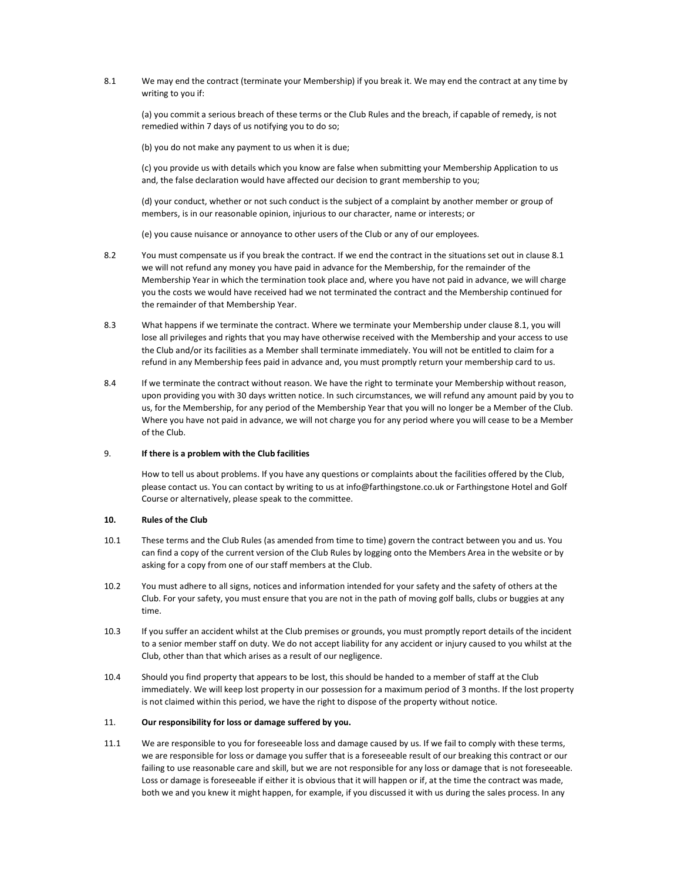8.1 We may end the contract (terminate your Membership) if you break it. We may end the contract at any time by writing to you if:

(a) you commit a serious breach of these terms or the Club Rules and the breach, if capable of remedy, is not remedied within 7 days of us notifying you to do so;

(b) you do not make any payment to us when it is due;

(c) you provide us with details which you know are false when submitting your Membership Application to us and, the false declaration would have affected our decision to grant membership to you;

(d) your conduct, whether or not such conduct is the subject of a complaint by another member or group of members, is in our reasonable opinion, injurious to our character, name or interests; or

(e) you cause nuisance or annoyance to other users of the Club or any of our employees.

8.2 You must compensate us if you break the contract. If we end the contract in the situations set out in clause 8.1 we will not refund any money you have paid in advance for the Membership, for the remainder of the Membership Year in which the termination took place and, where you have not paid in advance, we will charge you the costs we would have received had we not terminated the contract and the Membership continued for the remainder of that Membership Year.

8.3 What happens if we terminate the contract. Where we terminate your Membership under clause 8.1, you will lose all privileges and rights that you may have otherwise received with the Membership and your access to use the Club and/or its facilities as a Member shall terminate immediately. You will not be entitled to claim for a refund in any Membership fees paid in advance and, you must promptly return your membership card to us.

8.4 If we terminate the contract without reason. We have the right to terminate your Membership without reason, upon providing you with 30 days written notice. In such circumstances, we will refund any amount paid by you to us, for the Membership, for any period of the Membership Year that you will no longer be a Member of the Club. Where you have not paid in advance, we will not charge you for any period where you will cease to be a Member of the Club.

## 9. If there is a problem with the Club facilities

How to tell us about problems. If you have any questions or complaints about the facilities offered by the Club, please contact us. You can contact by writing to us at info@farthingstone.co.uk or Farthingstone Hotel and Golf Course or alternatively, please speak to the committee.

## 10. Rules of the Club

10.1 These terms and the Club Rules (as amended from time to time) govern the contract between you and us. You can find a copy of the current version of the Club Rules by logging onto the Members Area in the website or by asking for a copy from one of our staff members at the Club.

10.2 You must adhere to all signs, notices and information intended for your safety and the safety of others at the Club. For your safety, you must ensure that you are not in the path of moving golf balls, clubs or buggies at any time.

10.3 If you suffer an accident whilst at the Club premises or grounds, you must promptly report details of the incident to a senior member staff on duty. We do not accept liability for any accident or injury caused to you whilst at the Club, other than that which arises as a result of our negligence.

10.4 Should you find property that appears to be lost, this should be handed to a member of staff at the Club immediately. We will keep lost property in our possession for a maximum period of 3 months. If the lost property is not claimed within this period, we have the right to dispose of the property without notice.

## 11. Our responsibility for loss or damage suffered by you.

11.1 We are responsible to you for foreseeable loss and damage caused by us. If we fail to comply with these terms, we are responsible for loss or damage you suffer that is a foreseeable result of our breaking this contract or our failing to use reasonable care and skill, but we are not responsible for any loss or damage that is not foreseeable. Loss or damage is foreseeable if either it is obvious that it will happen or if, at the time the contract was made, both we and you knew it might happen, for example, if you discussed it with us during the sales process. In any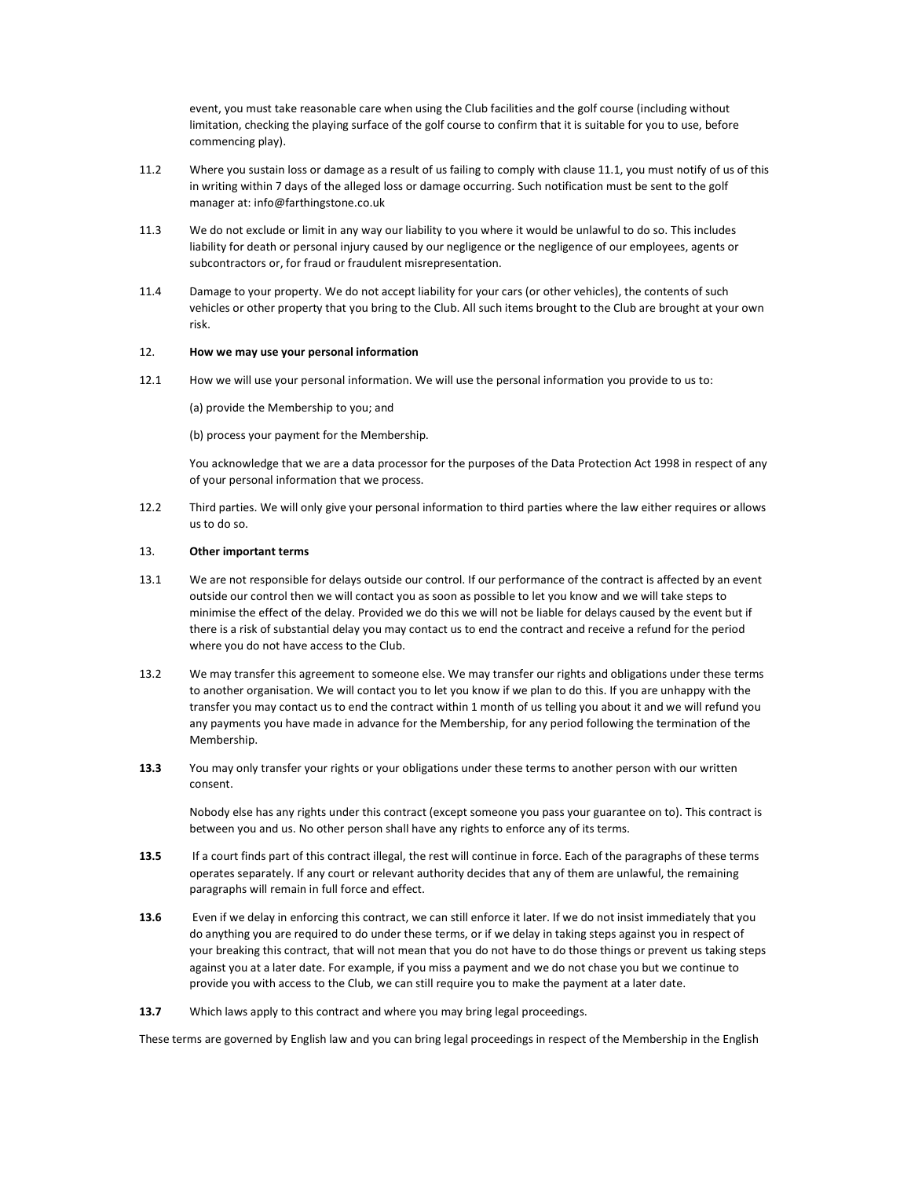event, you must take reasonable care when using the Club facilities and the golf course (including without limitation, checking the playing surface of the golf course to confirm that it is suitable for you to use, before commencing play).

11.2 Where you sustain loss or damage as a result of us failing to comply with clause 11.1, you must notify of us of this in writing within 7 days of the alleged loss or damage occurring. Such notification must be sent to the golf manager at: info@farthingstone.co.uk

11.3 We do not exclude or limit in any way our liability to you where it would be unlawful to do so. This includes liability for death or personal injury caused by our negligence or the negligence of our employees, agents or subcontractors or, for fraud or fraudulent misrepresentation.

11.4 Damage to your property. We do not accept liability for your cars (or other vehicles), the contents of such vehicles or other property that you bring to the Club. All such items brought to the Club are brought at your own risk.

12. **How we may use your personal information**

12.1 How we will use your personal information. We will use the personal information you provide to us to:

(a) provide the Membership to you; and

(b) process your payment for the Membership.

You acknowledge that we are a data processor for the purposes of the Data Protection Act 1998 in respect of any of your personal information that we process.

12.2 Third parties. We will only give your personal information to third parties where the law either requires or allows us to do so.

13. **Other important terms**

13.1 We are not responsible for delays outside our control. If our performance of the contract is affected by an event outside our control then we will contact you as soon as possible to let you know and we will take steps to minimise the effect of the delay. Provided we do this we will not be liable for delays caused by the event but if there is a risk of substantial delay you may contact us to end the contract and receive a refund for the period where you do not have access to the Club.

13.2 We may transfer this agreement to someone else. We may transfer our rights and obligations under these terms to another organisation. We will contact you to let you know if we plan to do this. If you are unhappy with the transfer you may contact us to end the contract within 1 month of us telling you about it and we will refund you any payments you have made in advance for the Membership, for any period following the termination of the Membership.

**13.3** You may only transfer your rights or your obligations under these terms to another person with our written consent.

Nobody else has any rights under this contract (except someone you pass your guarantee on to). This contract is between you and us. No other person shall have any rights to enforce any of its terms.

**13.5** If a court finds part of this contract illegal, the rest will continue in force. Each of the paragraphs of these terms operates separately. If any court or relevant authority decides that any of them are unlawful, the remaining paragraphs will remain in full force and effect.

**13.6** Even if we delay in enforcing this contract, we can still enforce it later. If we do not insist immediately that you do anything you are required to do under these terms, or if we delay in taking steps against you in respect of your breaking this contract, that will not mean that you do not have to do those things or prevent us taking steps against you at a later date. For example, if you miss a payment and we do not chase you but we continue to provide you with access to the Club, we can still require you to make the payment at a later date.

**13.7** Which laws apply to this contract and where you may bring legal proceedings.

These terms are governed by English law and you can bring legal proceedings in respect of the Membership in the English